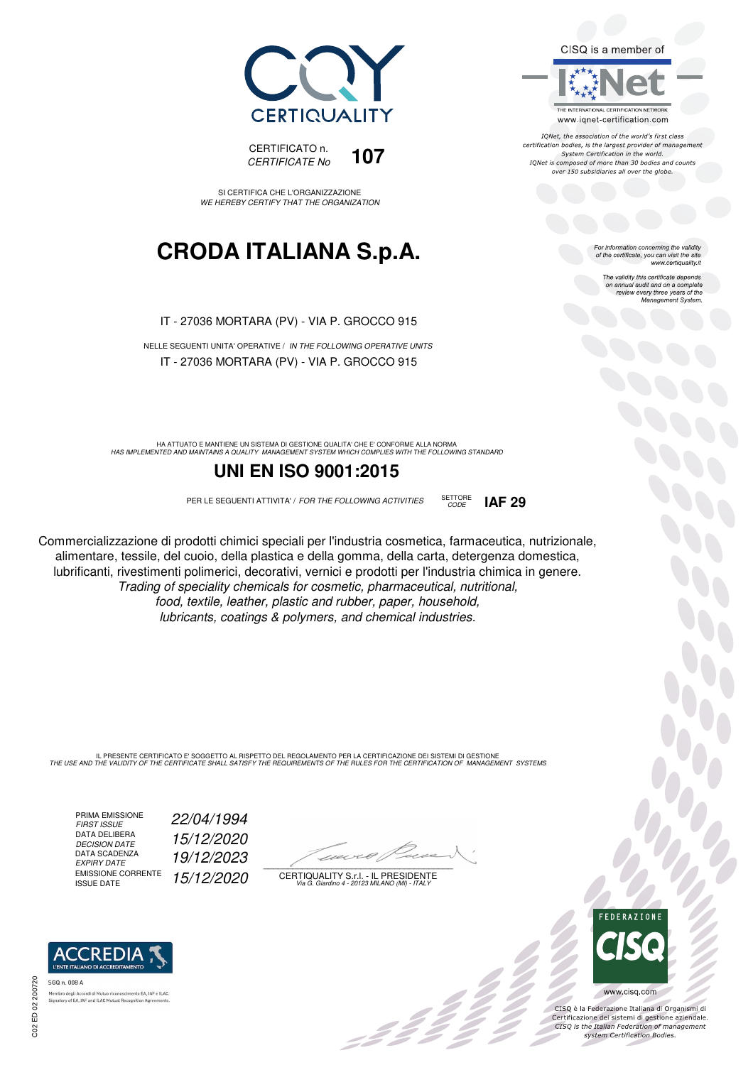CERTIQUALITY

CERTIFICATO n.
*CERTIFICATE No* **107**

SI CERTIFICA CHE L'ORGANIZZAZIONE
*WE HEREBY CERTIFY THAT THE ORGANIZATION*

# CRODA ITALIANA S.p.A.

IT - 27036 MORTARA (PV) - VIA P. GROCCO 915

NELLE SEGUENTI UNITA' OPERATIVE / *IN THE FOLLOWING OPERATIVE UNITS*

IT - 27036 MORTARA (PV) - VIA P. GROCCO 915

HA ATTUATO E MANTIENE UN SISTEMA DI GESTIONE QUALITA' CHE E' CONFORME ALLA NORMA
*HAS IMPLEMENTED AND MAINTAINS A QUALITY MANAGEMENT SYSTEM WHICH COMPLIES WITH THE FOLLOWING STANDARD*

## UNI EN ISO 9001:2015

PER LE SEGUENTI ATTIVITA' / *FOR THE FOLLOWING ACTIVITIES* SETTORE *CODE* **IAF 29**

Commercializzazione di prodotti chimici speciali per l'industria cosmetica, farmaceutica, nutrizionale, alimentare, tessile, del cuoio, della plastica e della gomma, della carta, detergenza domestica, lubrificanti, rivestimenti polimerici, decorativi, vernici e prodotti per l'industria chimica in genere.
*Trading of speciality chemicals for cosmetic, pharmaceutical, nutritional, food, textile, leather, plastic and rubber, paper, household, lubricants, coatings & polymers, and chemical industries.*

IL PRESENTE CERTIFICATO E' SOGGETTO AL RISPETTO DEL REGOLAMENTO PER LA CERTIFICAZIONE DEI SISTEMI DI GESTIONE
*THE USE AND THE VALIDITY OF THE CERTIFICATE SHALL SATISFY THE REQUIREMENTS OF THE RULES FOR THE CERTIFICATION OF MANAGEMENT SYSTEMS*

| | |
|---|---|
| PRIMA EMISSIONE *FIRST ISSUE* | *22/04/1994* |
| DATA DELIBERA *DECISION DATE* | *15/12/2020* |
| DATA SCADENZA *EXPIRY DATE* | *19/12/2023* |
| EMISSIONE CORRENTE ISSUE DATE | *15/12/2020* |

CERTIQUALITY S.r.l. - IL PRESIDENTE
*Via G. Giardino 4 - 20123 MILANO (MI) - ITALY*

CISQ is a member of IQNet

THE INTERNATIONAL CERTIFICATION NETWORK
www.iqnet-certification.com

*IQNet, the association of the world's first class certification bodies, is the largest provider of management System Certification in the world. IQNet is composed of more than 30 bodies and counts over 150 subsidiaries all over the globe.*

*For information concerning the validity of the certificate, you can visit the site www.certiquality.it*

*The validity this certificate depends on annual audit and on a complete review every three years of the Management System.*

ACCREDIA
L'ENTE ITALIANO DI ACCREDITAMENTO
SGQ n. 008 A
Membro degli Accordi di Mutuo riconoscimento EA, IAF e ILAC.
Signatory of EA, IAF and ILAC Mutual Recognition Agreements.

FEDERAZIONE CISQ
www.cisq.com

CISQ è la Federazione Italiana di Organismi di Certificazione dei sistemi di gestione aziendale.
*CISQ is the Italian Federation of management system Certification Bodies.*

C02 ED 02 200720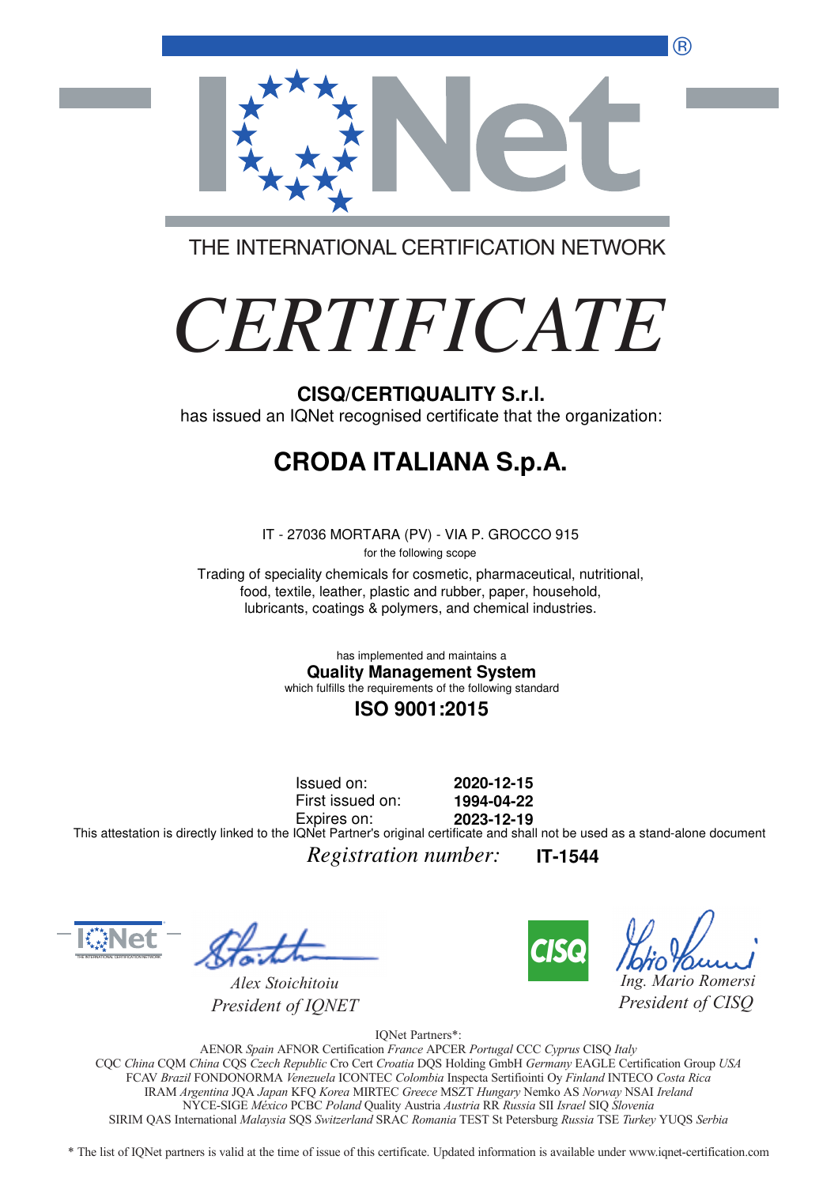IQNet®

THE INTERNATIONAL CERTIFICATION NETWORK

# *CERTIFICATE*

**CISQ/CERTIQUALITY S.r.l.**

has issued an IQNet recognised certificate that the organization:

## CRODA ITALIANA S.p.A.

IT - 27036 MORTARA (PV) - VIA P. GROCCO 915

for the following scope

Trading of speciality chemicals for cosmetic, pharmaceutical, nutritional, food, textile, leather, plastic and rubber, paper, household, lubricants, coatings & polymers, and chemical industries.

has implemented and maintains a

**Quality Management System**

which fulfills the requirements of the following standard

**ISO 9001:2015**

| | |
|---|---|
| Issued on: | **2020-12-15** |
| First issued on: | **1994-04-22** |
| Expires on: | **2023-12-19** |

This attestation is directly linked to the IQNet Partner's original certificate and shall not be used as a stand-alone document

*Registration number:* **IT-1544**

*Alex Stoichitoiu*
*President of IQNET*

CISQ

*Ing. Mario Romersi*
*President of CISQ*

IQNet Partners*:

AENOR *Spain* AFNOR Certification *France* APCER *Portugal* CCC *Cyprus* CISQ *Italy*
CQC *China* CQM *China* CQS *Czech Republic* Cro Cert *Croatia* DQS Holding GmbH *Germany* EAGLE Certification Group *USA*
FCAV *Brazil* FONDONORMA *Venezuela* ICONTEC *Colombia* Inspecta Sertifiointi Oy *Finland* INTECO *Costa Rica*
IRAM *Argentina* JQA *Japan* KFQ *Korea* MIRTEC *Greece* MSZT *Hungary* Nemko AS *Norway* NSAI *Ireland*
NYCE-SIGE *México* PCBC *Poland* Quality Austria *Austria* RR *Russia* SII *Israel* SIQ *Slovenia*
SIRIM QAS International *Malaysia* SQS *Switzerland* SRAC *Romania* TEST St Petersburg *Russia* TSE *Turkey* YUQS *Serbia*

\* The list of IQNet partners is valid at the time of issue of this certificate. Updated information is available under www.iqnet-certification.com